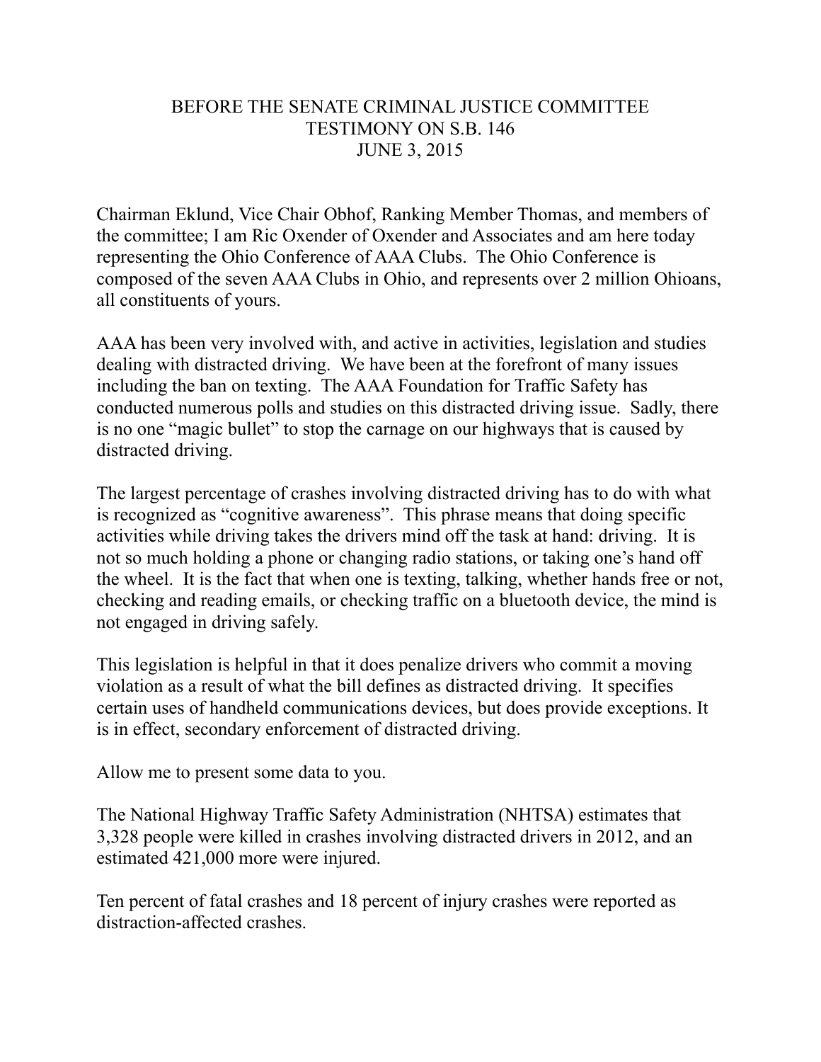# BEFORE THE SENATE CRIMINAL JUSTICE COMMITTEE
# TESTIMONY ON S.B. 146
# JUNE 3, 2015

Chairman Eklund, Vice Chair Obhof, Ranking Member Thomas, and members of the committee; I am Ric Oxender of Oxender and Associates and am here today representing the Ohio Conference of AAA Clubs. The Ohio Conference is composed of the seven AAA Clubs in Ohio, and represents over 2 million Ohioans, all constituents of yours.

AAA has been very involved with, and active in activities, legislation and studies dealing with distracted driving. We have been at the forefront of many issues including the ban on texting. The AAA Foundation for Traffic Safety has conducted numerous polls and studies on this distracted driving issue. Sadly, there is no one "magic bullet" to stop the carnage on our highways that is caused by distracted driving.

The largest percentage of crashes involving distracted driving has to do with what is recognized as "cognitive awareness". This phrase means that doing specific activities while driving takes the drivers mind off the task at hand: driving. It is not so much holding a phone or changing radio stations, or taking one's hand off the wheel. It is the fact that when one is texting, talking, whether hands free or not, checking and reading emails, or checking traffic on a bluetooth device, the mind is not engaged in driving safely.

This legislation is helpful in that it does penalize drivers who commit a moving violation as a result of what the bill defines as distracted driving. It specifies certain uses of handheld communications devices, but does provide exceptions. It is in effect, secondary enforcement of distracted driving.

Allow me to present some data to you.

The National Highway Traffic Safety Administration (NHTSA) estimates that 3,328 people were killed in crashes involving distracted drivers in 2012, and an estimated 421,000 more were injured.

Ten percent of fatal crashes and 18 percent of injury crashes were reported as distraction-affected crashes.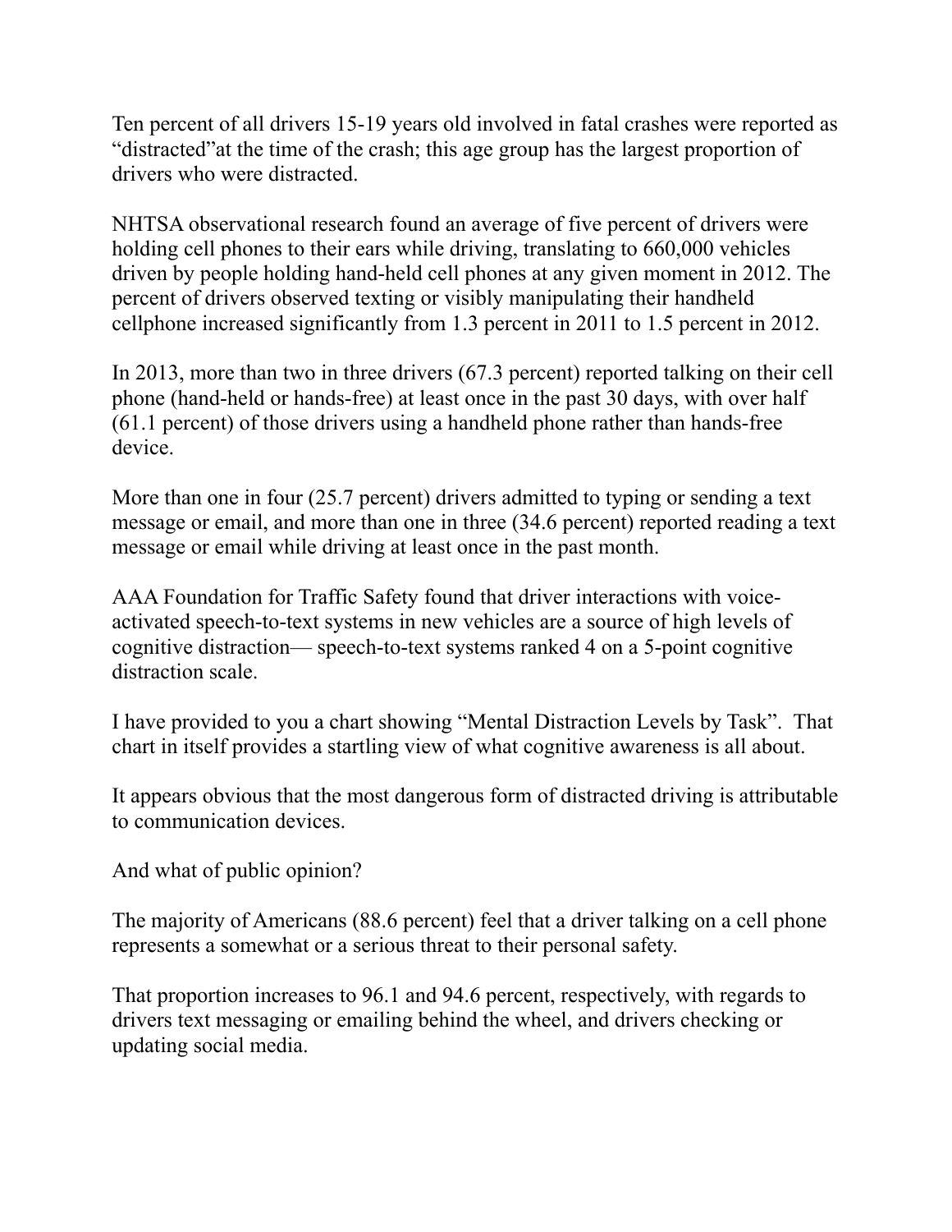Ten percent of all drivers 15-19 years old involved in fatal crashes were reported as "distracted"at the time of the crash; this age group has the largest proportion of drivers who were distracted.

NHTSA observational research found an average of five percent of drivers were holding cell phones to their ears while driving, translating to 660,000 vehicles driven by people holding hand-held cell phones at any given moment in 2012. The percent of drivers observed texting or visibly manipulating their handheld cellphone increased significantly from 1.3 percent in 2011 to 1.5 percent in 2012.

In 2013, more than two in three drivers (67.3 percent) reported talking on their cell phone (hand-held or hands-free) at least once in the past 30 days, with over half (61.1 percent) of those drivers using a handheld phone rather than hands-free device.

More than one in four (25.7 percent) drivers admitted to typing or sending a text message or email, and more than one in three (34.6 percent) reported reading a text message or email while driving at least once in the past month.

AAA Foundation for Traffic Safety found that driver interactions with voice-activated speech-to-text systems in new vehicles are a source of high levels of cognitive distraction— speech-to-text systems ranked 4 on a 5-point cognitive distraction scale.

I have provided to you a chart showing "Mental Distraction Levels by Task". That chart in itself provides a startling view of what cognitive awareness is all about.

It appears obvious that the most dangerous form of distracted driving is attributable to communication devices.

And what of public opinion?

The majority of Americans (88.6 percent) feel that a driver talking on a cell phone represents a somewhat or a serious threat to their personal safety.

That proportion increases to 96.1 and 94.6 percent, respectively, with regards to drivers text messaging or emailing behind the wheel, and drivers checking or updating social media.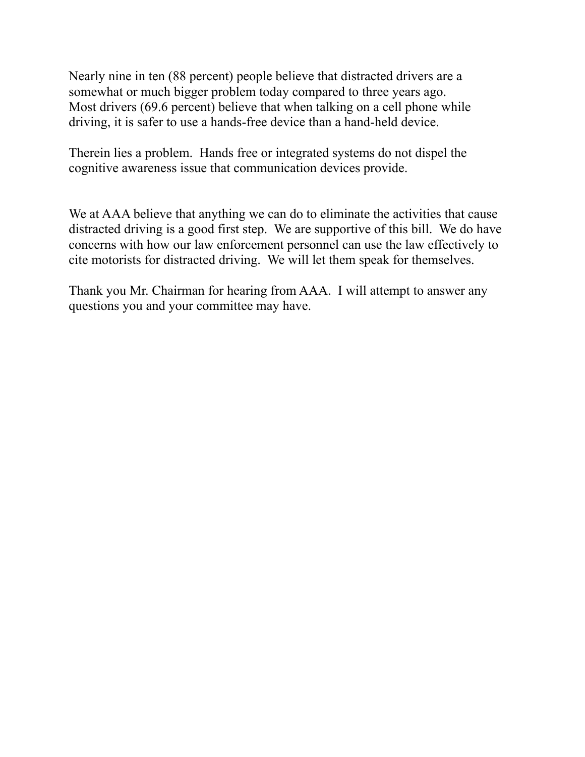Nearly nine in ten (88 percent) people believe that distracted drivers are a somewhat or much bigger problem today compared to three years ago. Most drivers (69.6 percent) believe that when talking on a cell phone while driving, it is safer to use a hands-free device than a hand-held device.

Therein lies a problem. Hands free or integrated systems do not dispel the cognitive awareness issue that communication devices provide.

We at AAA believe that anything we can do to eliminate the activities that cause distracted driving is a good first step. We are supportive of this bill. We do have concerns with how our law enforcement personnel can use the law effectively to cite motorists for distracted driving. We will let them speak for themselves.

Thank you Mr. Chairman for hearing from AAA. I will attempt to answer any questions you and your committee may have.